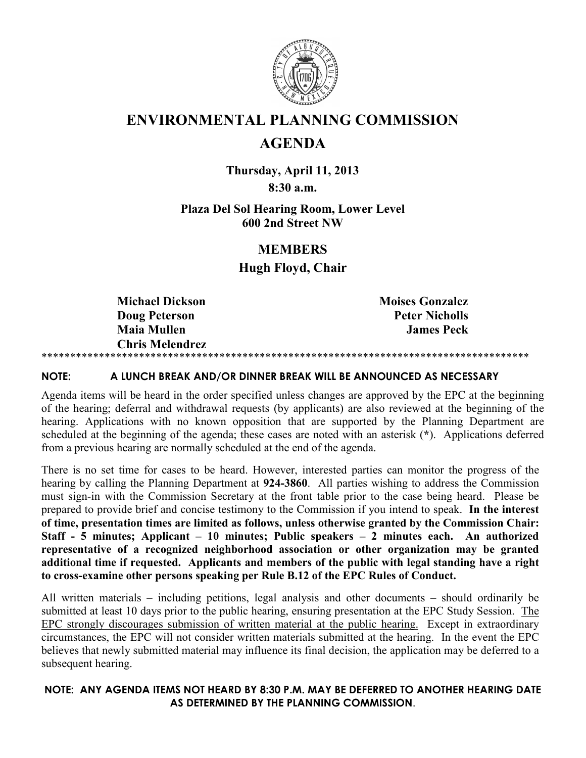# ENVIRONMENTAL PLANNING COMMISSION

# AGENDA

**Thursday, April 11, 2013**

**8:30 a.m.**

**Plaza Del Sol Hearing Room, Lower Level**
**600 2nd Street NW**

## MEMBERS

**Hugh Floyd, Chair**

**Michael Dickson**
**Doug Peterson**
**Maia Mullen**
**Chris Melendrez**
**Moises Gonzalez**
**Peter Nicholls**
**James Peck**

************************************************************************************

**NOTE: A LUNCH BREAK AND/OR DINNER BREAK WILL BE ANNOUNCED AS NECESSARY**

Agenda items will be heard in the order specified unless changes are approved by the EPC at the beginning of the hearing; deferral and withdrawal requests (by applicants) are also reviewed at the beginning of the hearing. Applications with no known opposition that are supported by the Planning Department are scheduled at the beginning of the agenda; these cases are noted with an asterisk (**\***). Applications deferred from a previous hearing are normally scheduled at the end of the agenda.

There is no set time for cases to be heard. However, interested parties can monitor the progress of the hearing by calling the Planning Department at **924-3860**. All parties wishing to address the Commission must sign-in with the Commission Secretary at the front table prior to the case being heard. Please be prepared to provide brief and concise testimony to the Commission if you intend to speak. **In the interest of time, presentation times are limited as follows, unless otherwise granted by the Commission Chair: Staff - 5 minutes; Applicant – 10 minutes; Public speakers – 2 minutes each. An authorized representative of a recognized neighborhood association or other organization may be granted additional time if requested. Applicants and members of the public with legal standing have a right to cross-examine other persons speaking per Rule B.12 of the EPC Rules of Conduct.**

All written materials – including petitions, legal analysis and other documents – should ordinarily be submitted at least 10 days prior to the public hearing, ensuring presentation at the EPC Study Session. <u>The EPC strongly discourages submission of written material at the public hearing.</u> Except in extraordinary circumstances, the EPC will not consider written materials submitted at the hearing. In the event the EPC believes that newly submitted material may influence its final decision, the application may be deferred to a subsequent hearing.

**NOTE: ANY AGENDA ITEMS NOT HEARD BY 8:30 P.M. MAY BE DEFERRED TO ANOTHER HEARING DATE AS DETERMINED BY THE PLANNING COMMISSION.**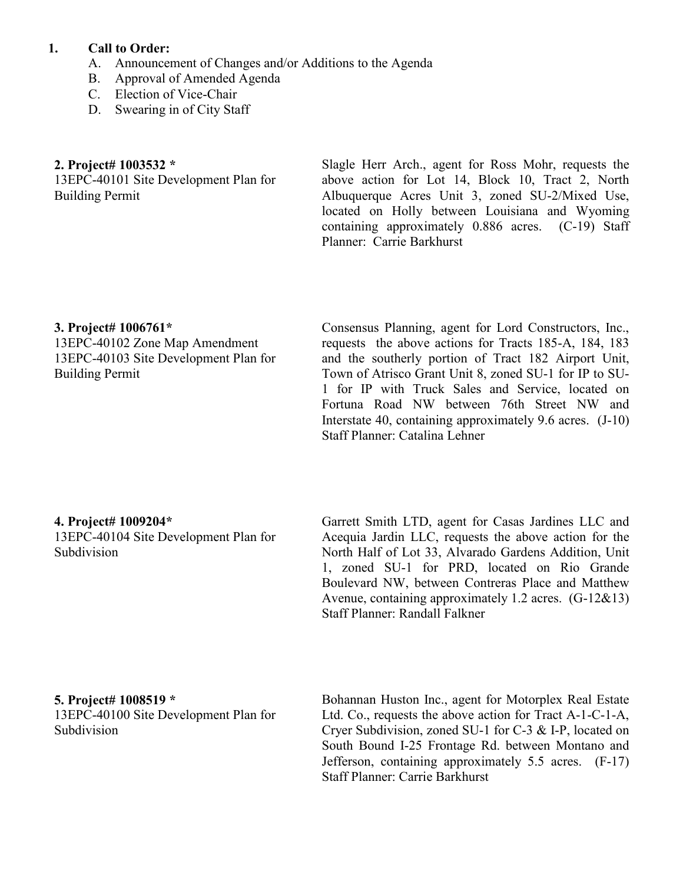1. **Call to Order:**
   A. Announcement of Changes and/or Additions to the Agenda
   B. Approval of Amended Agenda
   C. Election of Vice-Chair
   D. Swearing in of City Staff

**2. Project# 1003532 ***
13EPC-40101 Site Development Plan for Building Permit

Slagle Herr Arch., agent for Ross Mohr, requests the above action for Lot 14, Block 10, Tract 2, North Albuquerque Acres Unit 3, zoned SU-2/Mixed Use, located on Holly between Louisiana and Wyoming containing approximately 0.886 acres. (C-19) Staff Planner: Carrie Barkhurst

**3. Project# 1006761***
13EPC-40102 Zone Map Amendment
13EPC-40103 Site Development Plan for Building Permit

Consensus Planning, agent for Lord Constructors, Inc., requests the above actions for Tracts 185-A, 184, 183 and the southerly portion of Tract 182 Airport Unit, Town of Atrisco Grant Unit 8, zoned SU-1 for IP to SU-1 for IP with Truck Sales and Service, located on Fortuna Road NW between 76th Street NW and Interstate 40, containing approximately 9.6 acres. (J-10) Staff Planner: Catalina Lehner

**4. Project# 1009204***
13EPC-40104 Site Development Plan for Subdivision

Garrett Smith LTD, agent for Casas Jardines LLC and Acequia Jardin LLC, requests the above action for the North Half of Lot 33, Alvarado Gardens Addition, Unit 1, zoned SU-1 for PRD, located on Rio Grande Boulevard NW, between Contreras Place and Matthew Avenue, containing approximately 1.2 acres. (G-12&13) Staff Planner: Randall Falkner

**5. Project# 1008519 ***
13EPC-40100 Site Development Plan for Subdivision

Bohannan Huston Inc., agent for Motorplex Real Estate Ltd. Co., requests the above action for Tract A-1-C-1-A, Cryer Subdivision, zoned SU-1 for C-3 & I-P, located on South Bound I-25 Frontage Rd. between Montano and Jefferson, containing approximately 5.5 acres. (F-17) Staff Planner: Carrie Barkhurst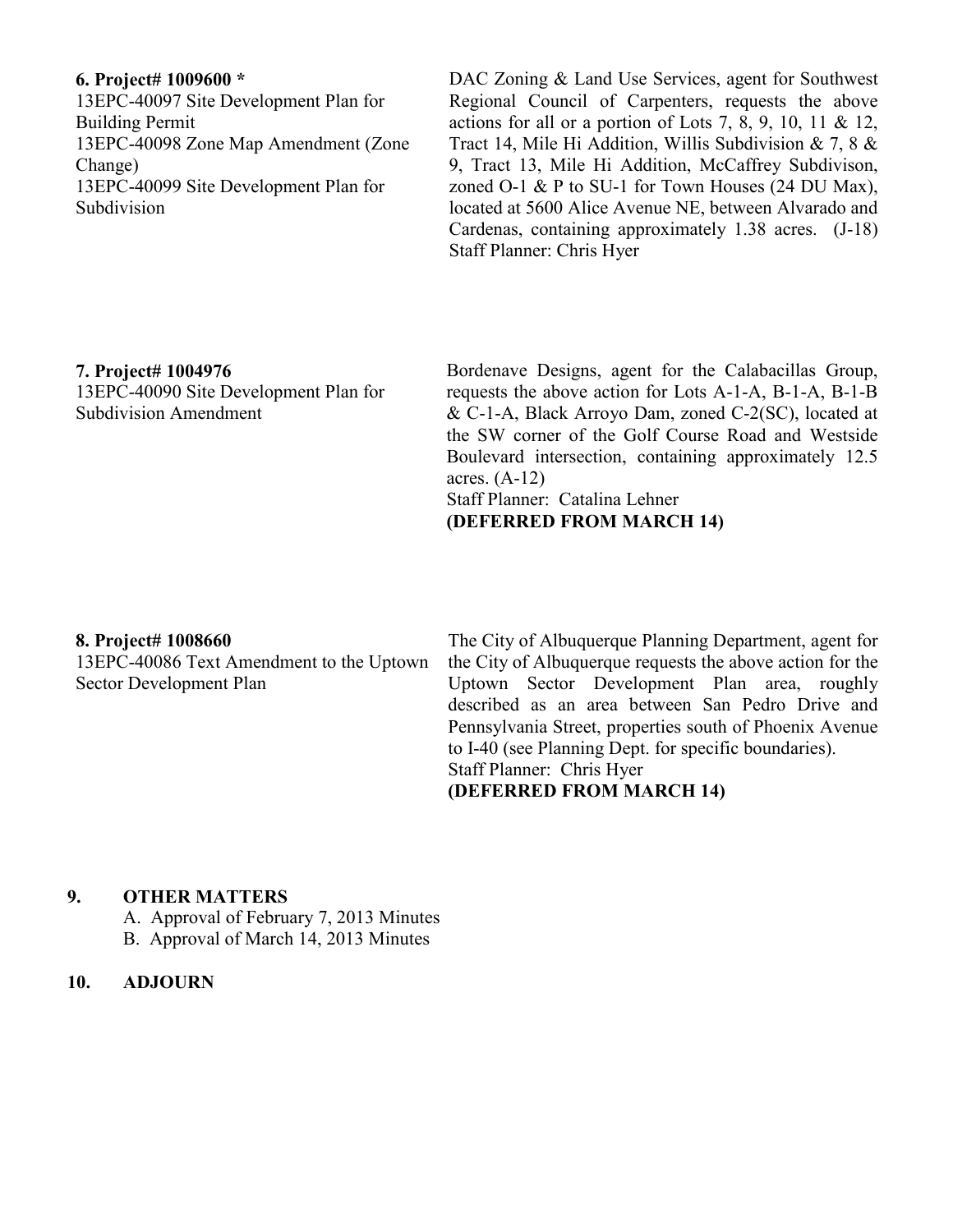**6. Project# 1009600 ***
13EPC-40097 Site Development Plan for Building Permit
13EPC-40098 Zone Map Amendment (Zone Change)
13EPC-40099 Site Development Plan for Subdivision

DAC Zoning & Land Use Services, agent for Southwest Regional Council of Carpenters, requests the above actions for all or a portion of Lots 7, 8, 9, 10, 11 & 12, Tract 14, Mile Hi Addition, Willis Subdivision & 7, 8 & 9, Tract 13, Mile Hi Addition, McCaffrey Subdivison, zoned O-1 & P to SU-1 for Town Houses (24 DU Max), located at 5600 Alice Avenue NE, between Alvarado and Cardenas, containing approximately 1.38 acres. (J-18)
Staff Planner: Chris Hyer

**7. Project# 1004976**
13EPC-40090 Site Development Plan for Subdivision Amendment

Bordenave Designs, agent for the Calabacillas Group, requests the above action for Lots A-1-A, B-1-A, B-1-B & C-1-A, Black Arroyo Dam, zoned C-2(SC), located at the SW corner of the Golf Course Road and Westside Boulevard intersection, containing approximately 12.5 acres. (A-12)
Staff Planner: Catalina Lehner
**(DEFERRED FROM MARCH 14)**

**8. Project# 1008660**
13EPC-40086 Text Amendment to the Uptown Sector Development Plan

The City of Albuquerque Planning Department, agent for the City of Albuquerque requests the above action for the Uptown Sector Development Plan area, roughly described as an area between San Pedro Drive and Pennsylvania Street, properties south of Phoenix Avenue to I-40 (see Planning Dept. for specific boundaries).
Staff Planner: Chris Hyer
**(DEFERRED FROM MARCH 14)**

**9. OTHER MATTERS**

A. Approval of February 7, 2013 Minutes
B. Approval of March 14, 2013 Minutes

**10. ADJOURN**